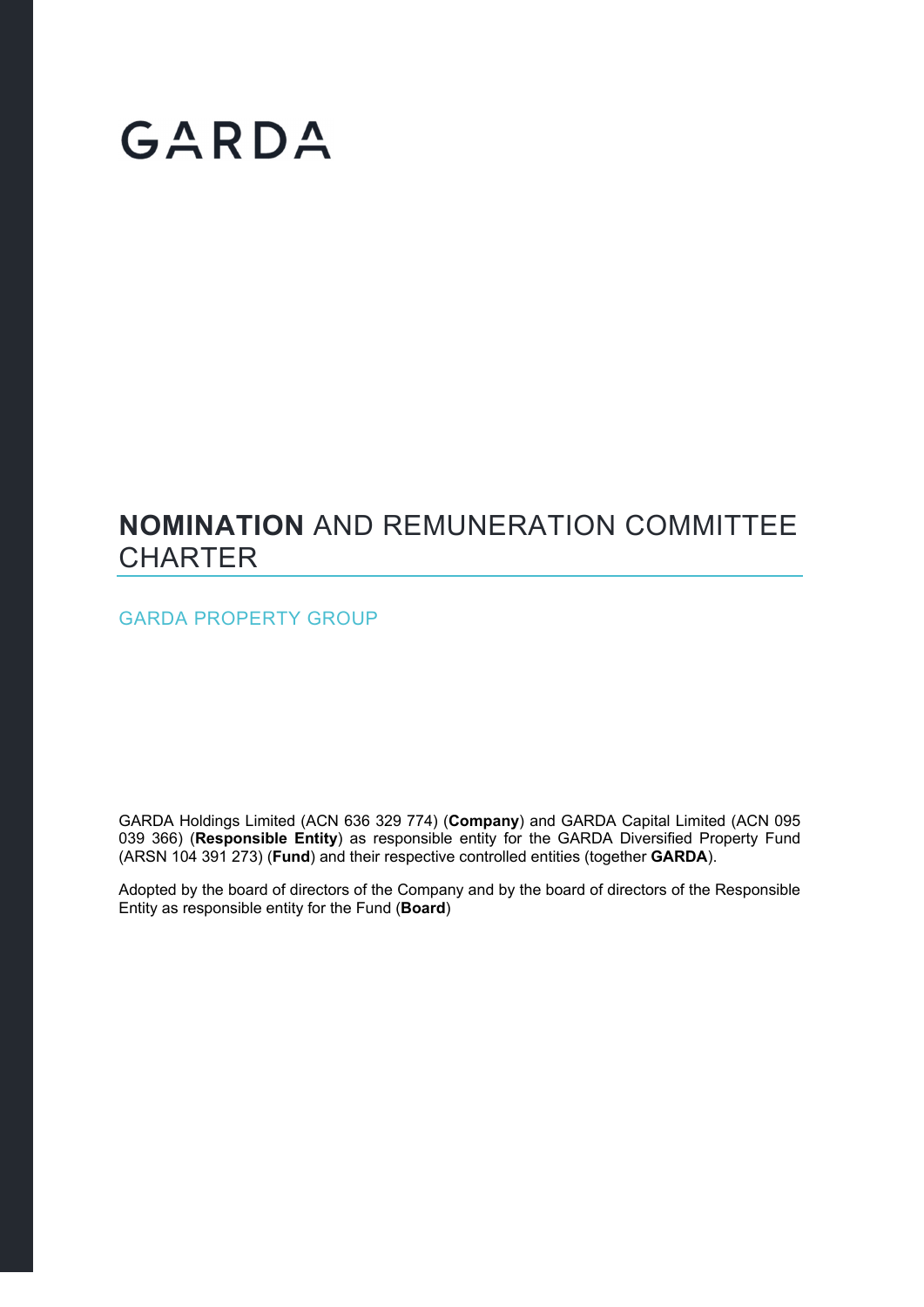GARDA

# **NOMINATION** AND REMUNERATION COMMITTEE CHARTER

GARDA PROPERTY GROUP

GARDA Holdings Limited (ACN 636 329 774) (**Company**) and GARDA Capital Limited (ACN 095 039 366) (**Responsible Entity**) as responsible entity for the GARDA Diversified Property Fund (ARSN 104 391 273) (**Fund**) and their respective controlled entities (together **GARDA**).

Adopted by the board of directors of the Company and by the board of directors of the Responsible Entity as responsible entity for the Fund (**Board**)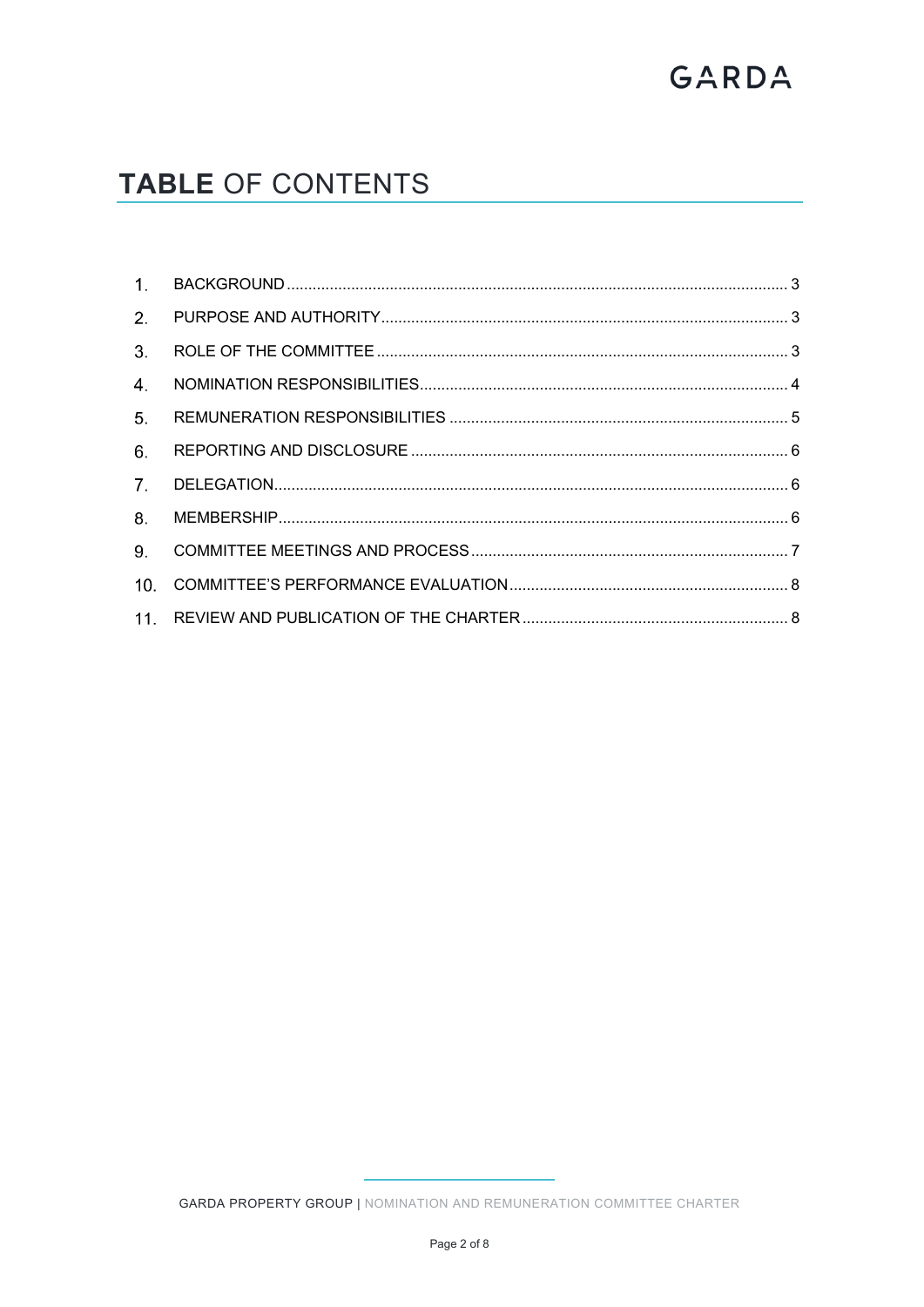# **TABLE** OF CONTENTS

1. BACKGROUND .......... 3
2. PURPOSE AND AUTHORITY .......... 3
3. ROLE OF THE COMMITTEE .......... 3
4. NOMINATION RESPONSIBILITIES .......... 4
5. REMUNERATION RESPONSIBILITIES .......... 5
6. REPORTING AND DISCLOSURE .......... 6
7. DELEGATION .......... 6
8. MEMBERSHIP .......... 6
9. COMMITTEE MEETINGS AND PROCESS .......... 7
10. COMMITTEE'S PERFORMANCE EVALUATION .......... 8
11. REVIEW AND PUBLICATION OF THE CHARTER .......... 8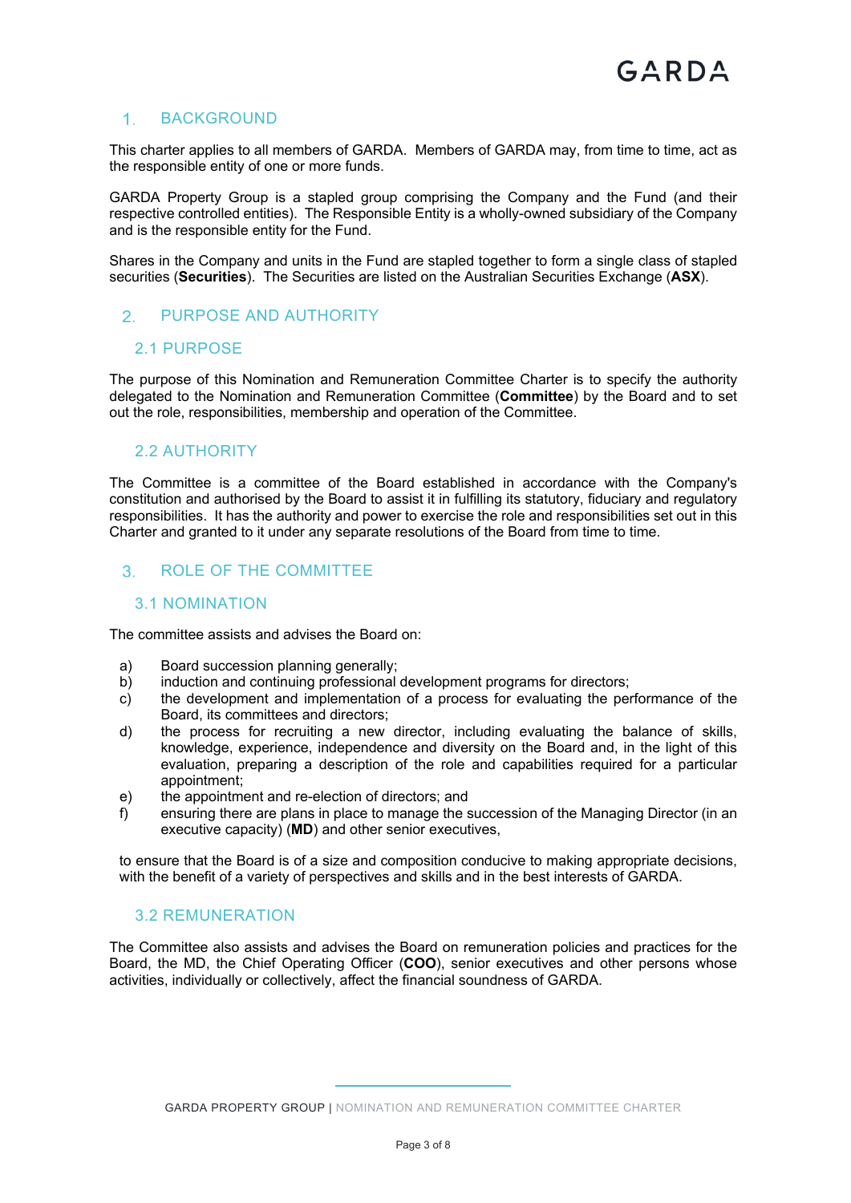## 1. BACKGROUND

This charter applies to all members of GARDA. Members of GARDA may, from time to time, act as the responsible entity of one or more funds.

GARDA Property Group is a stapled group comprising the Company and the Fund (and their respective controlled entities). The Responsible Entity is a wholly-owned subsidiary of the Company and is the responsible entity for the Fund.

Shares in the Company and units in the Fund are stapled together to form a single class of stapled securities (**Securities**). The Securities are listed on the Australian Securities Exchange (**ASX**).

## 2. PURPOSE AND AUTHORITY

### 2.1 PURPOSE

The purpose of this Nomination and Remuneration Committee Charter is to specify the authority delegated to the Nomination and Remuneration Committee (**Committee**) by the Board and to set out the role, responsibilities, membership and operation of the Committee.

### 2.2 AUTHORITY

The Committee is a committee of the Board established in accordance with the Company's constitution and authorised by the Board to assist it in fulfilling its statutory, fiduciary and regulatory responsibilities. It has the authority and power to exercise the role and responsibilities set out in this Charter and granted to it under any separate resolutions of the Board from time to time.

## 3. ROLE OF THE COMMITTEE

### 3.1 NOMINATION

The committee assists and advises the Board on:

a) Board succession planning generally;
b) induction and continuing professional development programs for directors;
c) the development and implementation of a process for evaluating the performance of the Board, its committees and directors;
d) the process for recruiting a new director, including evaluating the balance of skills, knowledge, experience, independence and diversity on the Board and, in the light of this evaluation, preparing a description of the role and capabilities required for a particular appointment;
e) the appointment and re-election of directors; and
f) ensuring there are plans in place to manage the succession of the Managing Director (in an executive capacity) (**MD**) and other senior executives,

to ensure that the Board is of a size and composition conducive to making appropriate decisions, with the benefit of a variety of perspectives and skills and in the best interests of GARDA.

### 3.2 REMUNERATION

The Committee also assists and advises the Board on remuneration policies and practices for the Board, the MD, the Chief Operating Officer (**COO**), senior executives and other persons whose activities, individually or collectively, affect the financial soundness of GARDA.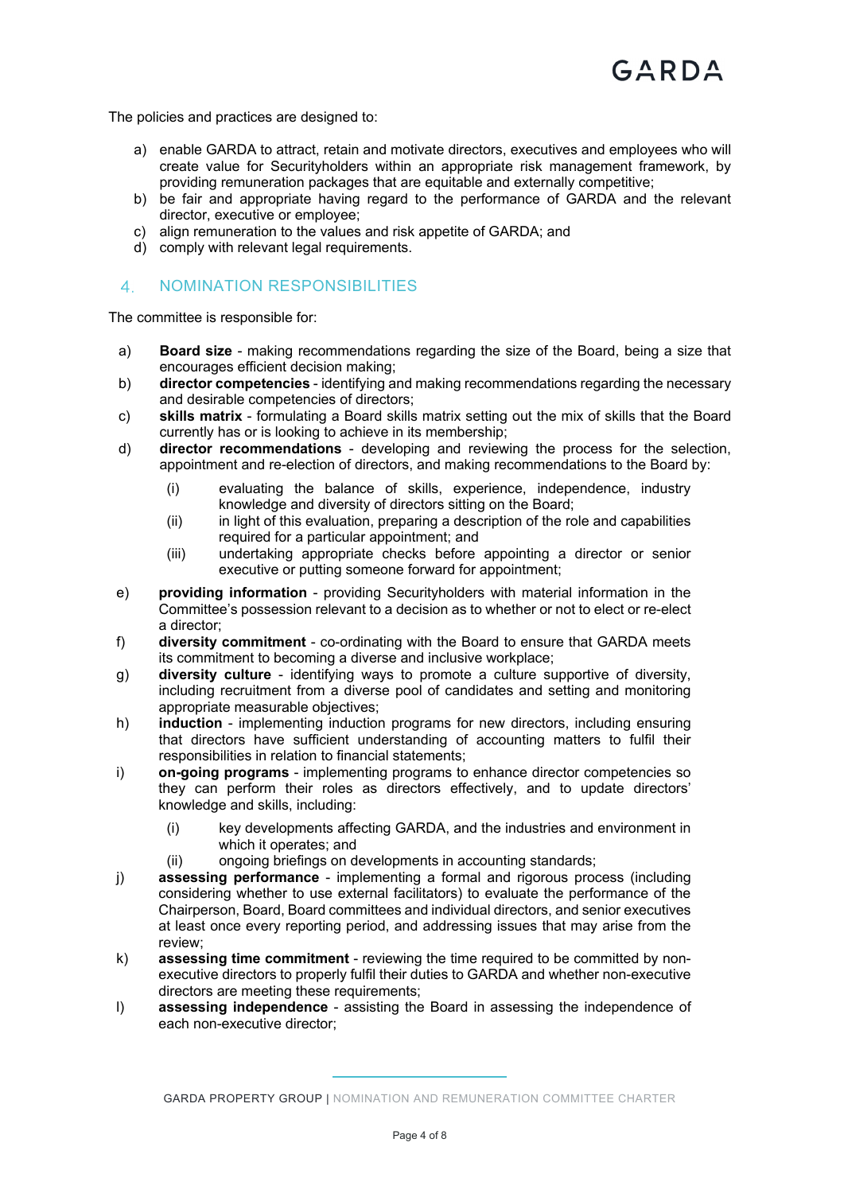The policies and practices are designed to:

a) enable GARDA to attract, retain and motivate directors, executives and employees who will create value for Securityholders within an appropriate risk management framework, by providing remuneration packages that are equitable and externally competitive;
b) be fair and appropriate having regard to the performance of GARDA and the relevant director, executive or employee;
c) align remuneration to the values and risk appetite of GARDA; and
d) comply with relevant legal requirements.

## 4. NOMINATION RESPONSIBILITIES

The committee is responsible for:

a) **Board size** - making recommendations regarding the size of the Board, being a size that encourages efficient decision making;
b) **director competencies** - identifying and making recommendations regarding the necessary and desirable competencies of directors;
c) **skills matrix** - formulating a Board skills matrix setting out the mix of skills that the Board currently has or is looking to achieve in its membership;
d) **director recommendations** - developing and reviewing the process for the selection, appointment and re-election of directors, and making recommendations to the Board by:
   (i) evaluating the balance of skills, experience, independence, industry knowledge and diversity of directors sitting on the Board;
   (ii) in light of this evaluation, preparing a description of the role and capabilities required for a particular appointment; and
   (iii) undertaking appropriate checks before appointing a director or senior executive or putting someone forward for appointment;
e) **providing information** - providing Securityholders with material information in the Committee's possession relevant to a decision as to whether or not to elect or re-elect a director;
f) **diversity commitment** - co-ordinating with the Board to ensure that GARDA meets its commitment to becoming a diverse and inclusive workplace;
g) **diversity culture** - identifying ways to promote a culture supportive of diversity, including recruitment from a diverse pool of candidates and setting and monitoring appropriate measurable objectives;
h) **induction** - implementing induction programs for new directors, including ensuring that directors have sufficient understanding of accounting matters to fulfil their responsibilities in relation to financial statements;
i) **on-going programs** - implementing programs to enhance director competencies so they can perform their roles as directors effectively, and to update directors' knowledge and skills, including:
   (i) key developments affecting GARDA, and the industries and environment in which it operates; and
   (ii) ongoing briefings on developments in accounting standards;
j) **assessing performance** - implementing a formal and rigorous process (including considering whether to use external facilitators) to evaluate the performance of the Chairperson, Board, Board committees and individual directors, and senior executives at least once every reporting period, and addressing issues that may arise from the review;
k) **assessing time commitment** - reviewing the time required to be committed by non-executive directors to properly fulfil their duties to GARDA and whether non-executive directors are meeting these requirements;
l) **assessing independence** - assisting the Board in assessing the independence of each non-executive director;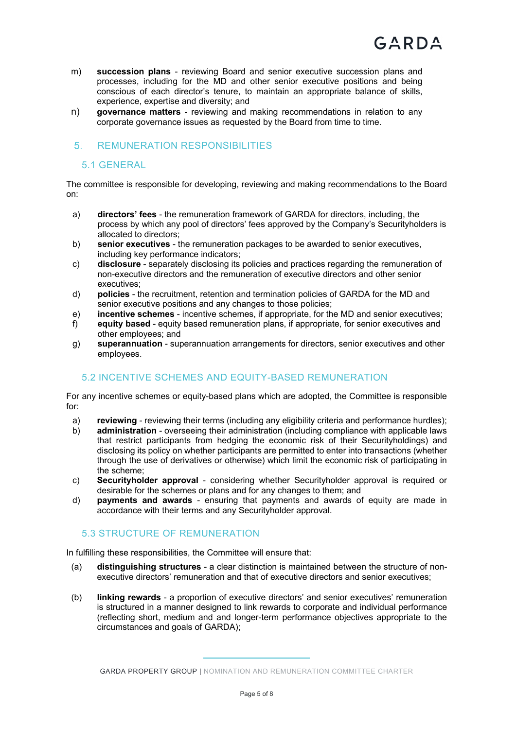m) **succession plans** - reviewing Board and senior executive succession plans and processes, including for the MD and other senior executive positions and being conscious of each director's tenure, to maintain an appropriate balance of skills, experience, expertise and diversity; and

n) **governance matters** - reviewing and making recommendations in relation to any corporate governance issues as requested by the Board from time to time.

## 5. REMUNERATION RESPONSIBILITIES

### 5.1 GENERAL

The committee is responsible for developing, reviewing and making recommendations to the Board on:

a) **directors' fees** - the remuneration framework of GARDA for directors, including, the process by which any pool of directors' fees approved by the Company's Securityholders is allocated to directors;

b) **senior executives** - the remuneration packages to be awarded to senior executives, including key performance indicators;

c) **disclosure** - separately disclosing its policies and practices regarding the remuneration of non-executive directors and the remuneration of executive directors and other senior executives;

d) **policies** - the recruitment, retention and termination policies of GARDA for the MD and senior executive positions and any changes to those policies;

e) **incentive schemes** - incentive schemes, if appropriate, for the MD and senior executives;

f) **equity based** - equity based remuneration plans, if appropriate, for senior executives and other employees; and

g) **superannuation** - superannuation arrangements for directors, senior executives and other employees.

### 5.2 INCENTIVE SCHEMES AND EQUITY-BASED REMUNERATION

For any incentive schemes or equity-based plans which are adopted, the Committee is responsible for:

a) **reviewing** - reviewing their terms (including any eligibility criteria and performance hurdles);

b) **administration** - overseeing their administration (including compliance with applicable laws that restrict participants from hedging the economic risk of their Securityholdings) and disclosing its policy on whether participants are permitted to enter into transactions (whether through the use of derivatives or otherwise) which limit the economic risk of participating in the scheme;

c) **Securityholder approval** - considering whether Securityholder approval is required or desirable for the schemes or plans and for any changes to them; and

d) **payments and awards** - ensuring that payments and awards of equity are made in accordance with their terms and any Securityholder approval.

### 5.3 STRUCTURE OF REMUNERATION

In fulfilling these responsibilities, the Committee will ensure that:

(a) **distinguishing structures** - a clear distinction is maintained between the structure of non-executive directors' remuneration and that of executive directors and senior executives;

(b) **linking rewards** - a proportion of executive directors' and senior executives' remuneration is structured in a manner designed to link rewards to corporate and individual performance (reflecting short, medium and and longer-term performance objectives appropriate to the circumstances and goals of GARDA);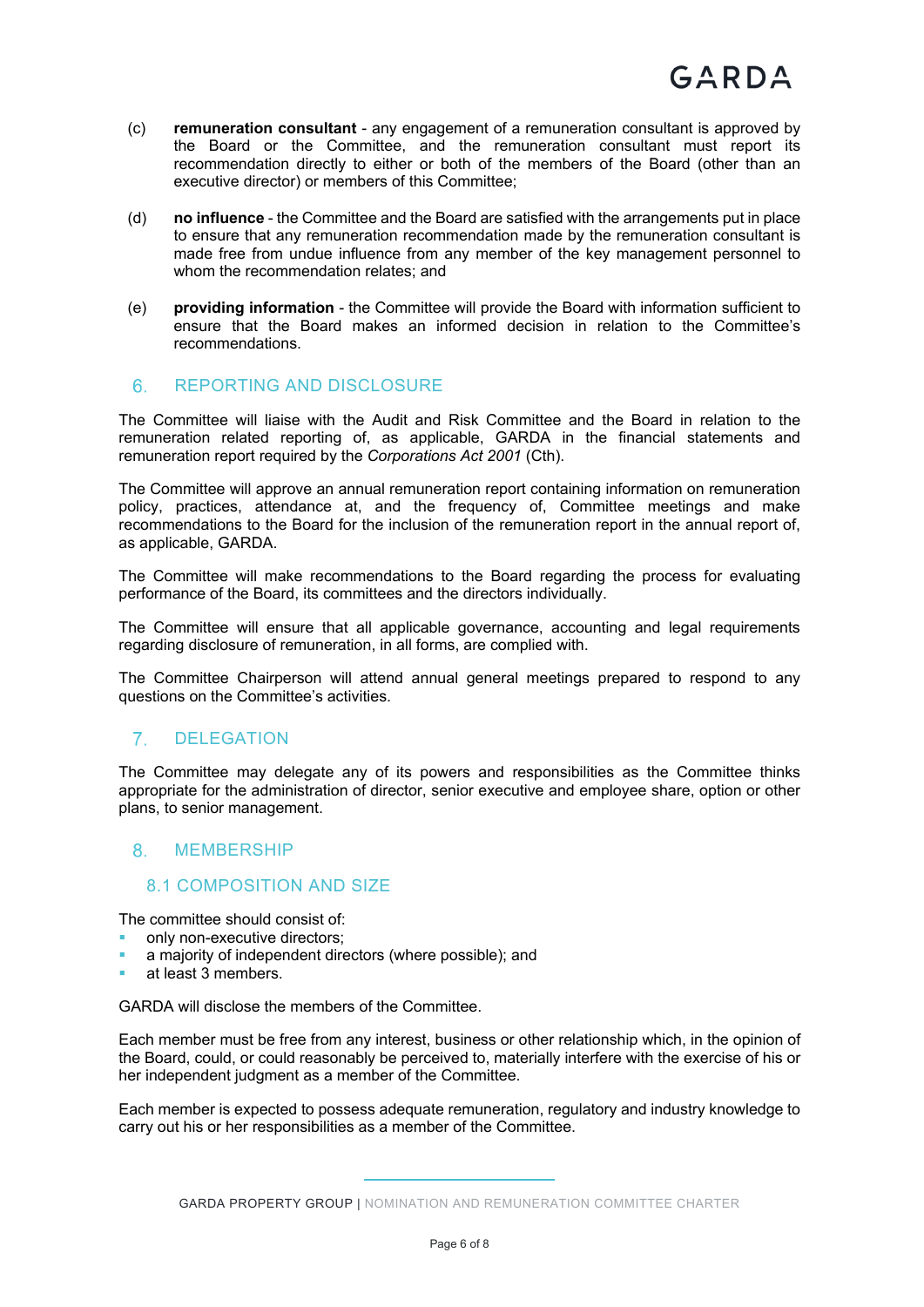(c) **remuneration consultant** - any engagement of a remuneration consultant is approved by the Board or the Committee, and the remuneration consultant must report its recommendation directly to either or both of the members of the Board (other than an executive director) or members of this Committee;

(d) **no influence** - the Committee and the Board are satisfied with the arrangements put in place to ensure that any remuneration recommendation made by the remuneration consultant is made free from undue influence from any member of the key management personnel to whom the recommendation relates; and

(e) **providing information** - the Committee will provide the Board with information sufficient to ensure that the Board makes an informed decision in relation to the Committee's recommendations.

## 6. REPORTING AND DISCLOSURE

The Committee will liaise with the Audit and Risk Committee and the Board in relation to the remuneration related reporting of, as applicable, GARDA in the financial statements and remuneration report required by the *Corporations Act 2001* (Cth).

The Committee will approve an annual remuneration report containing information on remuneration policy, practices, attendance at, and the frequency of, Committee meetings and make recommendations to the Board for the inclusion of the remuneration report in the annual report of, as applicable, GARDA.

The Committee will make recommendations to the Board regarding the process for evaluating performance of the Board, its committees and the directors individually.

The Committee will ensure that all applicable governance, accounting and legal requirements regarding disclosure of remuneration, in all forms, are complied with.

The Committee Chairperson will attend annual general meetings prepared to respond to any questions on the Committee's activities.

## 7. DELEGATION

The Committee may delegate any of its powers and responsibilities as the Committee thinks appropriate for the administration of director, senior executive and employee share, option or other plans, to senior management.

## 8. MEMBERSHIP

### 8.1 COMPOSITION AND SIZE

The committee should consist of:

- only non-executive directors;
- a majority of independent directors (where possible); and
- at least 3 members.

GARDA will disclose the members of the Committee.

Each member must be free from any interest, business or other relationship which, in the opinion of the Board, could, or could reasonably be perceived to, materially interfere with the exercise of his or her independent judgment as a member of the Committee.

Each member is expected to possess adequate remuneration, regulatory and industry knowledge to carry out his or her responsibilities as a member of the Committee.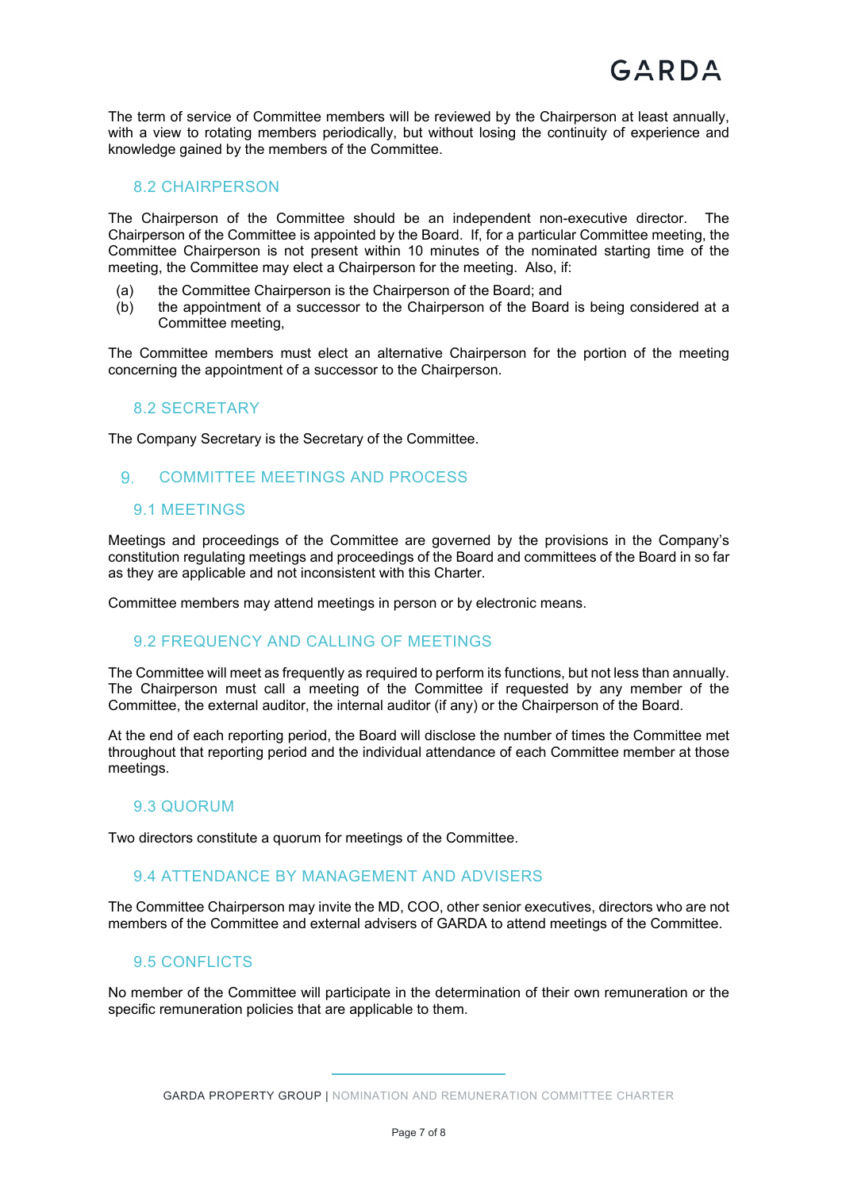The term of service of Committee members will be reviewed by the Chairperson at least annually, with a view to rotating members periodically, but without losing the continuity of experience and knowledge gained by the members of the Committee.

### 8.2 CHAIRPERSON

The Chairperson of the Committee should be an independent non-executive director. The Chairperson of the Committee is appointed by the Board. If, for a particular Committee meeting, the Committee Chairperson is not present within 10 minutes of the nominated starting time of the meeting, the Committee may elect a Chairperson for the meeting. Also, if:

(a) the Committee Chairperson is the Chairperson of the Board; and
(b) the appointment of a successor to the Chairperson of the Board is being considered at a Committee meeting,

The Committee members must elect an alternative Chairperson for the portion of the meeting concerning the appointment of a successor to the Chairperson.

### 8.2 SECRETARY

The Company Secretary is the Secretary of the Committee.

## 9. COMMITTEE MEETINGS AND PROCESS

### 9.1 MEETINGS

Meetings and proceedings of the Committee are governed by the provisions in the Company's constitution regulating meetings and proceedings of the Board and committees of the Board in so far as they are applicable and not inconsistent with this Charter.

Committee members may attend meetings in person or by electronic means.

### 9.2 FREQUENCY AND CALLING OF MEETINGS

The Committee will meet as frequently as required to perform its functions, but not less than annually. The Chairperson must call a meeting of the Committee if requested by any member of the Committee, the external auditor, the internal auditor (if any) or the Chairperson of the Board.

At the end of each reporting period, the Board will disclose the number of times the Committee met throughout that reporting period and the individual attendance of each Committee member at those meetings.

### 9.3 QUORUM

Two directors constitute a quorum for meetings of the Committee.

### 9.4 ATTENDANCE BY MANAGEMENT AND ADVISERS

The Committee Chairperson may invite the MD, COO, other senior executives, directors who are not members of the Committee and external advisers of GARDA to attend meetings of the Committee.

### 9.5 CONFLICTS

No member of the Committee will participate in the determination of their own remuneration or the specific remuneration policies that are applicable to them.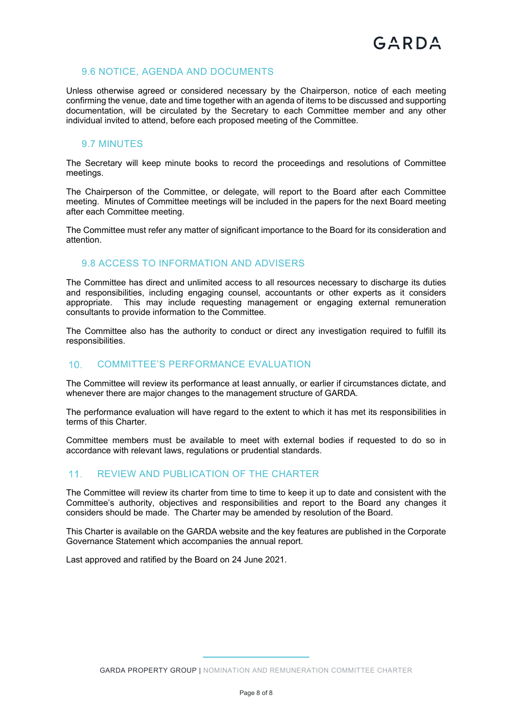### 9.6 NOTICE, AGENDA AND DOCUMENTS

Unless otherwise agreed or considered necessary by the Chairperson, notice of each meeting confirming the venue, date and time together with an agenda of items to be discussed and supporting documentation, will be circulated by the Secretary to each Committee member and any other individual invited to attend, before each proposed meeting of the Committee.

### 9.7 MINUTES

The Secretary will keep minute books to record the proceedings and resolutions of Committee meetings.

The Chairperson of the Committee, or delegate, will report to the Board after each Committee meeting. Minutes of Committee meetings will be included in the papers for the next Board meeting after each Committee meeting.

The Committee must refer any matter of significant importance to the Board for its consideration and attention.

### 9.8 ACCESS TO INFORMATION AND ADVISERS

The Committee has direct and unlimited access to all resources necessary to discharge its duties and responsibilities, including engaging counsel, accountants or other experts as it considers appropriate. This may include requesting management or engaging external remuneration consultants to provide information to the Committee.

The Committee also has the authority to conduct or direct any investigation required to fulfill its responsibilities.

## 10. COMMITTEE'S PERFORMANCE EVALUATION

The Committee will review its performance at least annually, or earlier if circumstances dictate, and whenever there are major changes to the management structure of GARDA.

The performance evaluation will have regard to the extent to which it has met its responsibilities in terms of this Charter.

Committee members must be available to meet with external bodies if requested to do so in accordance with relevant laws, regulations or prudential standards.

## 11. REVIEW AND PUBLICATION OF THE CHARTER

The Committee will review its charter from time to time to keep it up to date and consistent with the Committee's authority, objectives and responsibilities and report to the Board any changes it considers should be made. The Charter may be amended by resolution of the Board.

This Charter is available on the GARDA website and the key features are published in the Corporate Governance Statement which accompanies the annual report.

Last approved and ratified by the Board on 24 June 2021.